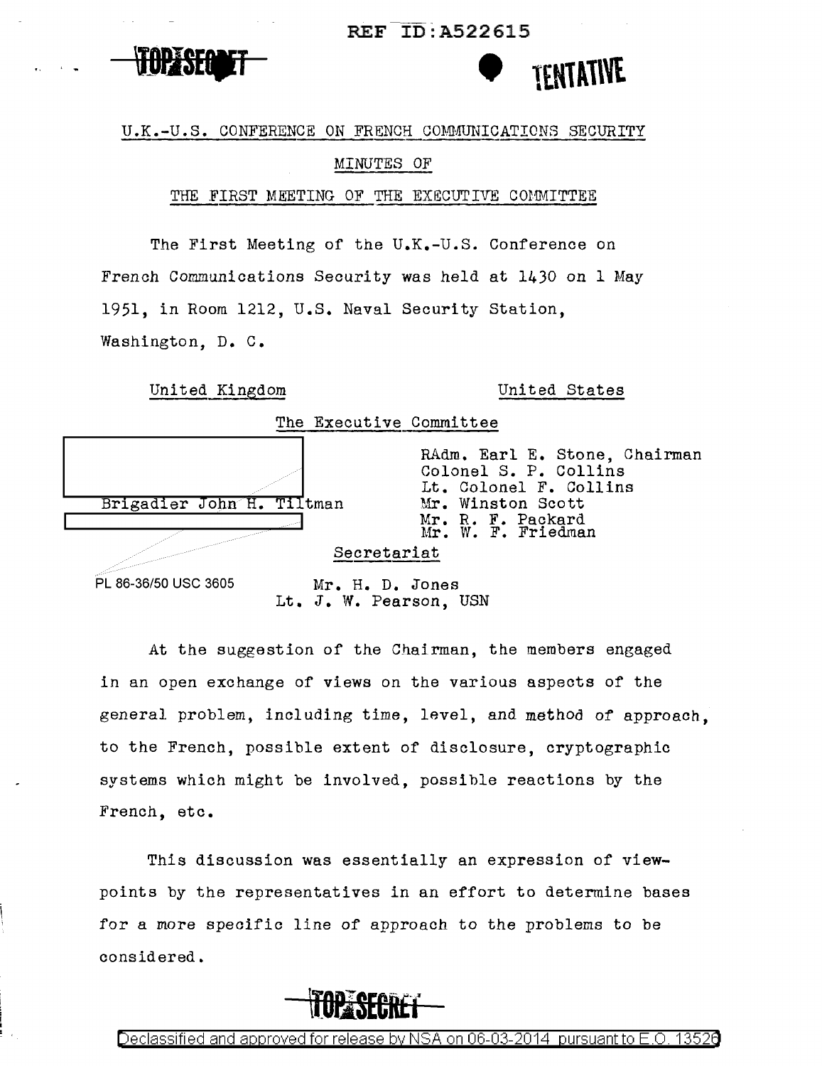REF ID:A522615

TOP SECRET

TENTATIVE

U.K.-U.S. CONFERENCE ON FRENCH COMMUNICATIONS SECURITY

MINUTES OF

THE FIRST MEETING OF THE EXECUTIVE COMMITTEE

The First Meeting of the U.K.-U.S. Conference on French Communications Security was held at 1430 on 1 May 1951, in Room 1212, U.S. Naval Security Station, Washington, D. C.

| United Kingdom | United States |
|---|---|
| *The Executive Committee* | |
| [redacted] | RAdm. Earl E. Stone, Chairman |
| | Colonel S. P. Collins |
| | Lt. Colonel F. Collins |
| Brigadier John H. Tiltman | Mr. Winston Scott |
| [redacted] | Mr. R. F. Packard |
| | Mr. W. F. Friedman |

Secretariat

PL 86-36/50 USC 3605

Mr. H. D. Jones
Lt. J. W. Pearson, USN

At the suggestion of the Chairman, the members engaged in an open exchange of views on the various aspects of the general problem, including time, level, and method of approach, to the French, possible extent of disclosure, cryptographic systems which might be involved, possible reactions by the French, etc.

This discussion was essentially an expression of viewpoints by the representatives in an effort to determine bases for a more specific line of approach to the problems to be considered.

TOP SECRET

Declassified and approved for release by NSA on 06-03-2014 pursuant to E.O. 13526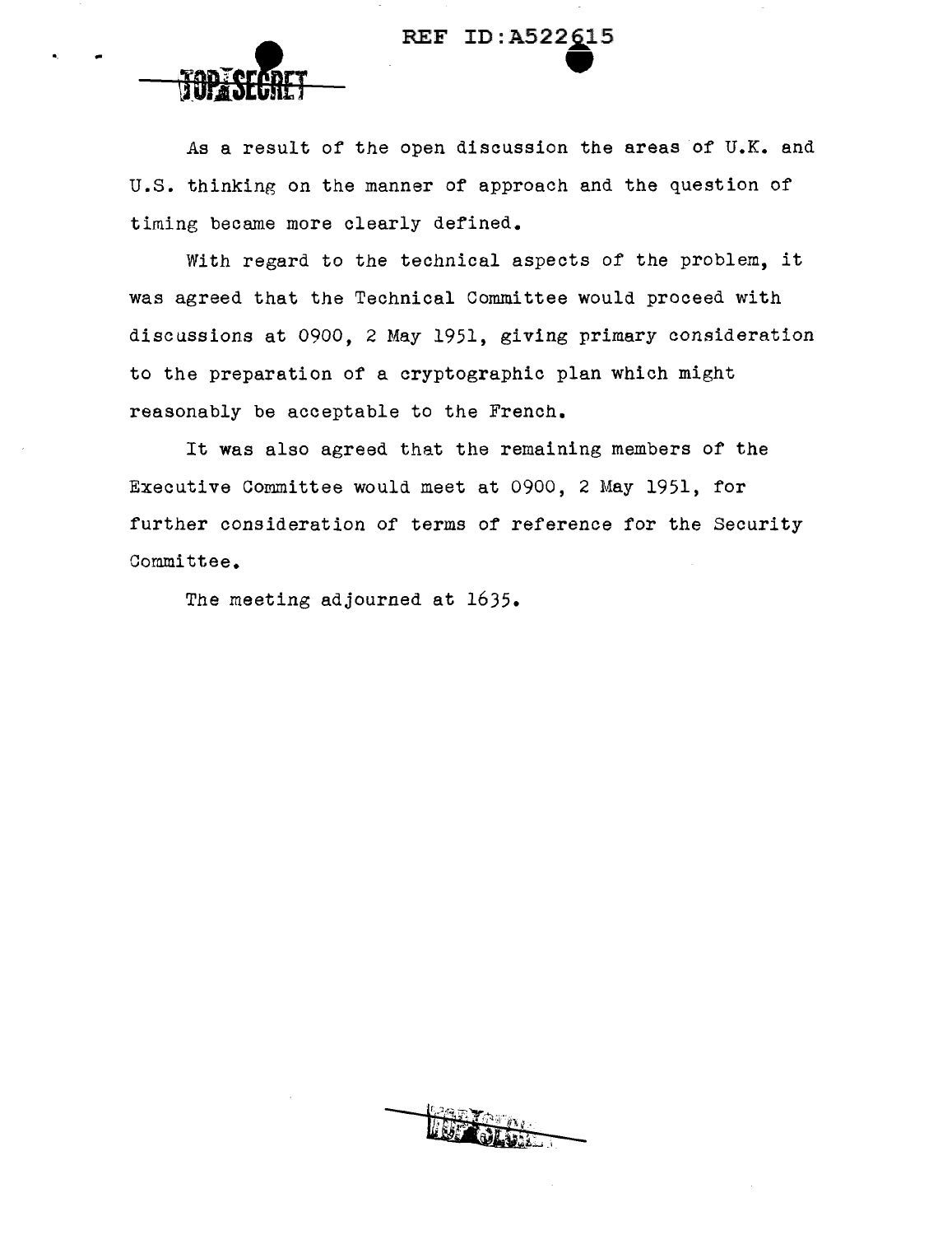As a result of the open discussion the areas of U.K. and U.S. thinking on the manner of approach and the question of timing became more clearly defined.

With regard to the technical aspects of the problem, it was agreed that the Technical Committee would proceed with discussions at 0900, 2 May 1951, giving primary consideration to the preparation of a cryptographic plan which might reasonably be acceptable to the French.

It was also agreed that the remaining members of the Executive Committee would meet at 0900, 2 May 1951, for further consideration of terms of reference for the Security Committee.

The meeting adjourned at 1635.